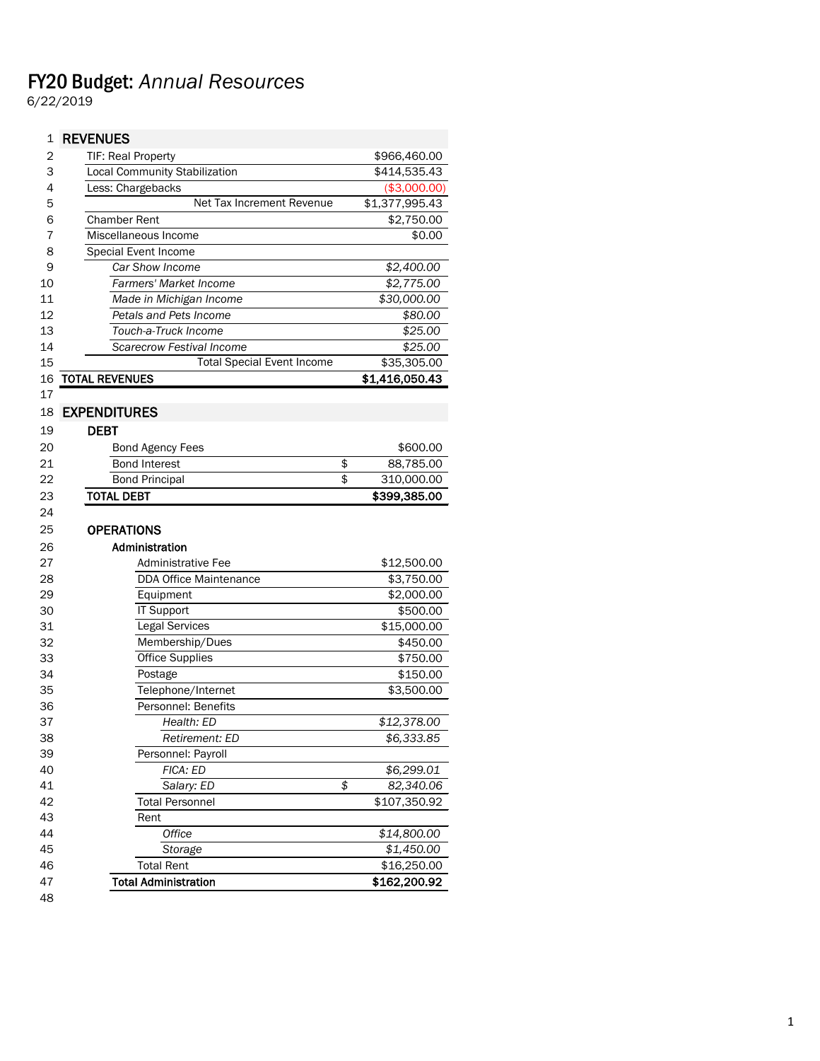# FY20 Budget: *Annual Resources*

6/22/2019

| # | Item | Amount |
|---|---|---|
| 1 | **REVENUES** | |
| 2 | TIF: Real Property | $966,460.00 |
| 3 | Local Community Stabilization | $414,535.43 |
| 4 | Less: Chargebacks | ($3,000.00) |
| 5 | Net Tax Increment Revenue | $1,377,995.43 |
| 6 | Chamber Rent | $2,750.00 |
| 7 | Miscellaneous Income | $0.00 |
| 8 | Special Event Income | |
| 9 | *Car Show Income* | *$2,400.00* |
| 10 | *Farmers' Market Income* | *$2,775.00* |
| 11 | *Made in Michigan Income* | *$30,000.00* |
| 12 | *Petals and Pets Income* | *$80.00* |
| 13 | *Touch-a-Truck Income* | *$25.00* |
| 14 | *Scarecrow Festival Income* | *$25.00* |
| 15 | Total Special Event Income | $35,305.00 |
| 16 | **TOTAL REVENUES** | **$1,416,050.43** |
| 17 | | |
| 18 | **EXPENDITURES** | |
| 19 | **DEBT** | |
| 20 | Bond Agency Fees | $600.00 |
| 21 | Bond Interest | $ 88,785.00 |
| 22 | Bond Principal | $ 310,000.00 |
| 23 | **TOTAL DEBT** | **$399,385.00** |
| 24 | | |
| 25 | **OPERATIONS** | |
| 26 | **Administration** | |
| 27 | Administrative Fee | $12,500.00 |
| 28 | DDA Office Maintenance | $3,750.00 |
| 29 | Equipment | $2,000.00 |
| 30 | IT Support | $500.00 |
| 31 | Legal Services | $15,000.00 |
| 32 | Membership/Dues | $450.00 |
| 33 | Office Supplies | $750.00 |
| 34 | Postage | $150.00 |
| 35 | Telephone/Internet | $3,500.00 |
| 36 | Personnel: Benefits | |
| 37 | *Health: ED* | *$12,378.00* |
| 38 | *Retirement: ED* | *$6,333.85* |
| 39 | Personnel: Payroll | |
| 40 | *FICA: ED* | *$6,299.01* |
| 41 | *Salary: ED* | *$ 82,340.06* |
| 42 | Total Personnel | $107,350.92 |
| 43 | Rent | |
| 44 | *Office* | *$14,800.00* |
| 45 | *Storage* | *$1,450.00* |
| 46 | Total Rent | $16,250.00 |
| 47 | **Total Administration** | **$162,200.92** |
| 48 | | |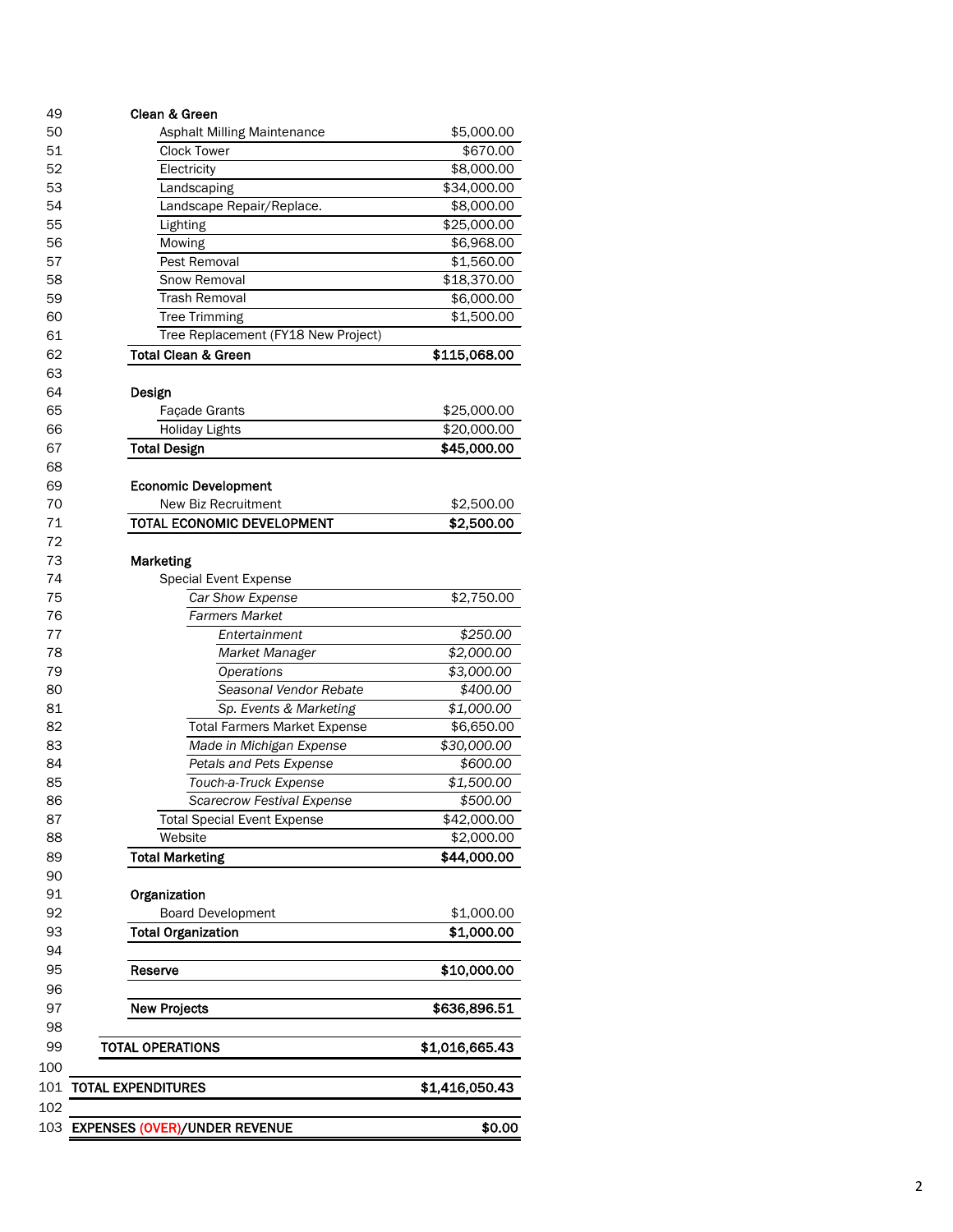| | | |
|---|---|---|
| 49 | **Clean & Green** | |
| 50 | Asphalt Milling Maintenance | $5,000.00 |
| 51 | Clock Tower | $670.00 |
| 52 | Electricity | $8,000.00 |
| 53 | Landscaping | $34,000.00 |
| 54 | Landscape Repair/Replace. | $8,000.00 |
| 55 | Lighting | $25,000.00 |
| 56 | Mowing | $6,968.00 |
| 57 | Pest Removal | $1,560.00 |
| 58 | Snow Removal | $18,370.00 |
| 59 | Trash Removal | $6,000.00 |
| 60 | Tree Trimming | $1,500.00 |
| 61 | Tree Replacement (FY18 New Project) | |
| 62 | **Total Clean & Green** | **$115,068.00** |
| 63 | | |
| 64 | **Design** | |
| 65 | Façade Grants | $25,000.00 |
| 66 | Holiday Lights | $20,000.00 |
| 67 | **Total Design** | **$45,000.00** |
| 68 | | |
| 69 | **Economic Development** | |
| 70 | New Biz Recruitment | $2,500.00 |
| 71 | **TOTAL ECONOMIC DEVELOPMENT** | **$2,500.00** |
| 72 | | |
| 73 | **Marketing** | |
| 74 | Special Event Expense | |
| 75 | *Car Show Expense* | $2,750.00 |
| 76 | *Farmers Market* | |
| 77 | *Entertainment* | *$250.00* |
| 78 | *Market Manager* | *$2,000.00* |
| 79 | *Operations* | *$3,000.00* |
| 80 | *Seasonal Vendor Rebate* | *$400.00* |
| 81 | *Sp. Events & Marketing* | *$1,000.00* |
| 82 | Total Farmers Market Expense | $6,650.00 |
| 83 | *Made in Michigan Expense* | *$30,000.00* |
| 84 | *Petals and Pets Expense* | *$600.00* |
| 85 | *Touch-a-Truck Expense* | *$1,500.00* |
| 86 | *Scarecrow Festival Expense* | *$500.00* |
| 87 | Total Special Event Expense | $42,000.00 |
| 88 | Website | $2,000.00 |
| 89 | **Total Marketing** | **$44,000.00** |
| 90 | | |
| 91 | **Organization** | |
| 92 | Board Development | $1,000.00 |
| 93 | **Total Organization** | **$1,000.00** |
| 94 | | |
| 95 | **Reserve** | **$10,000.00** |
| 96 | | |
| 97 | **New Projects** | **$636,896.51** |
| 98 | | |
| 99 | **TOTAL OPERATIONS** | **$1,016,665.43** |
| 100 | | |
| 101 | **TOTAL EXPENDITURES** | **$1,416,050.43** |
| 102 | | |
| 103 | **EXPENSES (OVER)/UNDER REVENUE** | **$0.00** |